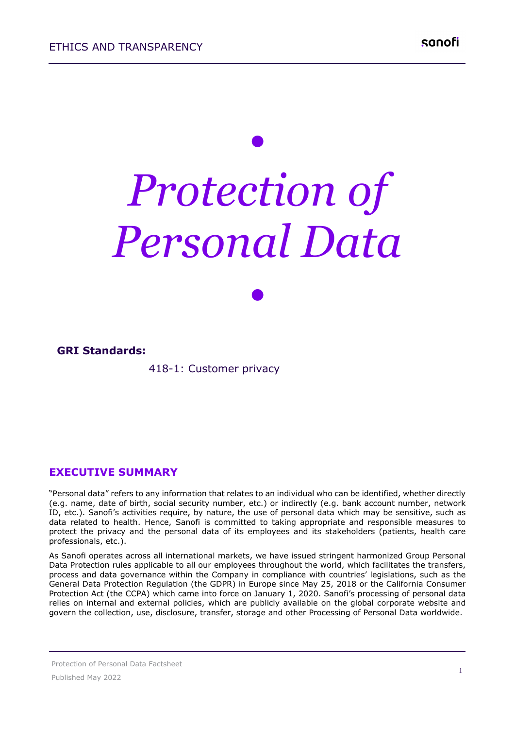# *Protection of Personal Data*

**GRI Standards:**

418-1: Customer privacy

## EXECUTIVE SUMMARY

"Personal data" refers to any information that relates to an individual who can be identified, whether directly (e.g. name, date of birth, social security number, etc.) or indirectly (e.g. bank account number, network ID, etc.). Sanofi's activities require, by nature, the use of personal data which may be sensitive, such as data related to health. Hence, Sanofi is committed to taking appropriate and responsible measures to protect the privacy and the personal data of its employees and its stakeholders (patients, health care professionals, etc.).

As Sanofi operates across all international markets, we have issued stringent harmonized Group Personal Data Protection rules applicable to all our employees throughout the world, which facilitates the transfers, process and data governance within the Company in compliance with countries' legislations, such as the General Data Protection Regulation (the GDPR) in Europe since May 25, 2018 or the California Consumer Protection Act (the CCPA) which came into force on January 1, 2020. Sanofi's processing of personal data relies on internal and external policies, which are publicly available on the global corporate website and govern the collection, use, disclosure, transfer, storage and other Processing of Personal Data worldwide.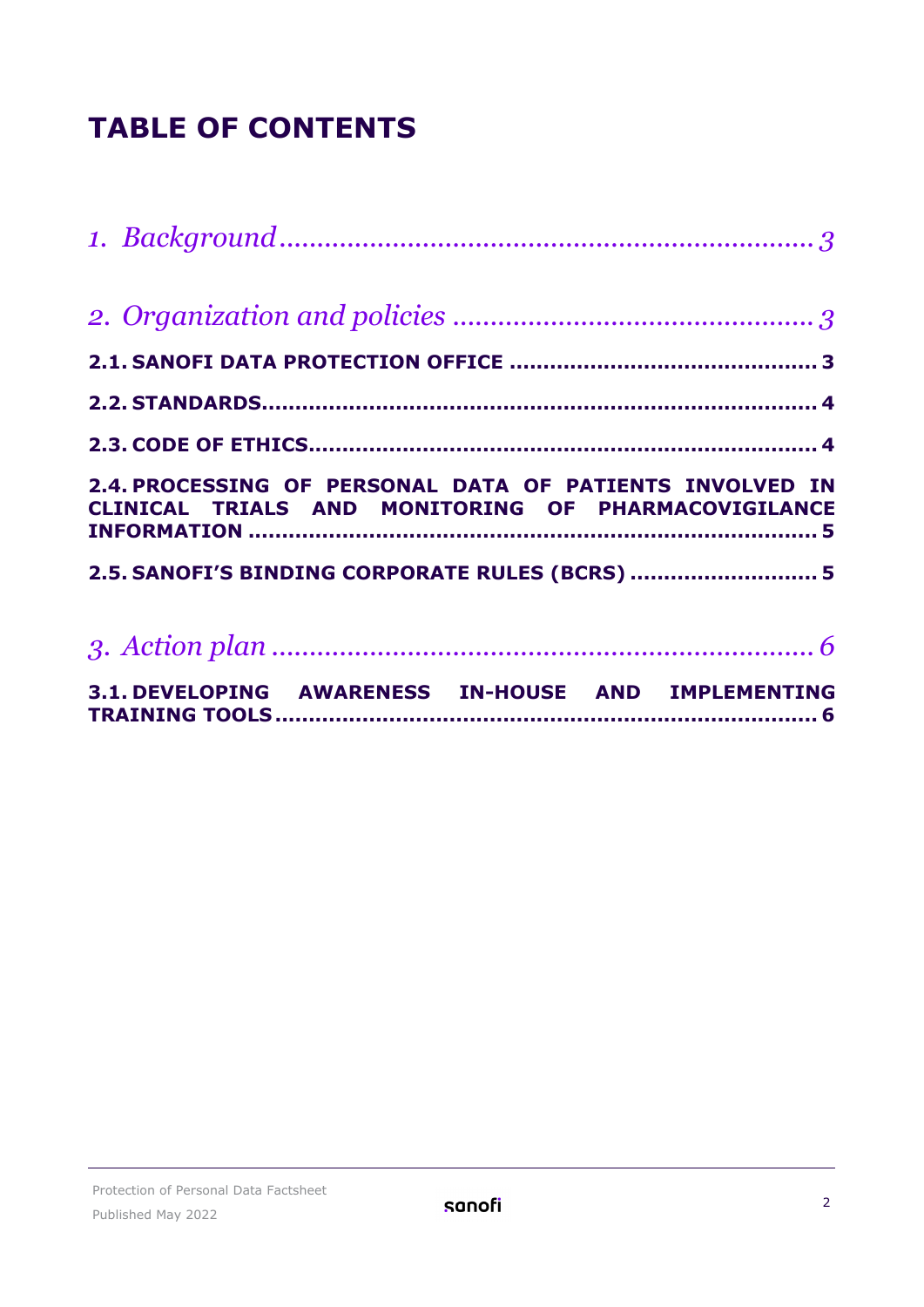# TABLE OF CONTENTS

*1. Background* ........................................................................ *3*

*2. Organization and policies* ................................................ *3*

**2.1. SANOFI DATA PROTECTION OFFICE** ............................................ **3**

**2.2. STANDARDS** .................................................................................. **4**

**2.3. CODE OF ETHICS** .......................................................................... **4**

**2.4. PROCESSING OF PERSONAL DATA OF PATIENTS INVOLVED IN CLINICAL TRIALS AND MONITORING OF PHARMACOVIGILANCE INFORMATION** ................................................................................... **5**

**2.5. SANOFI'S BINDING CORPORATE RULES (BCRS)** ........................... **5**

*3. Action plan* ........................................................................ *6*

**3.1. DEVELOPING AWARENESS IN-HOUSE AND IMPLEMENTING TRAINING TOOLS** ................................................................................. **6**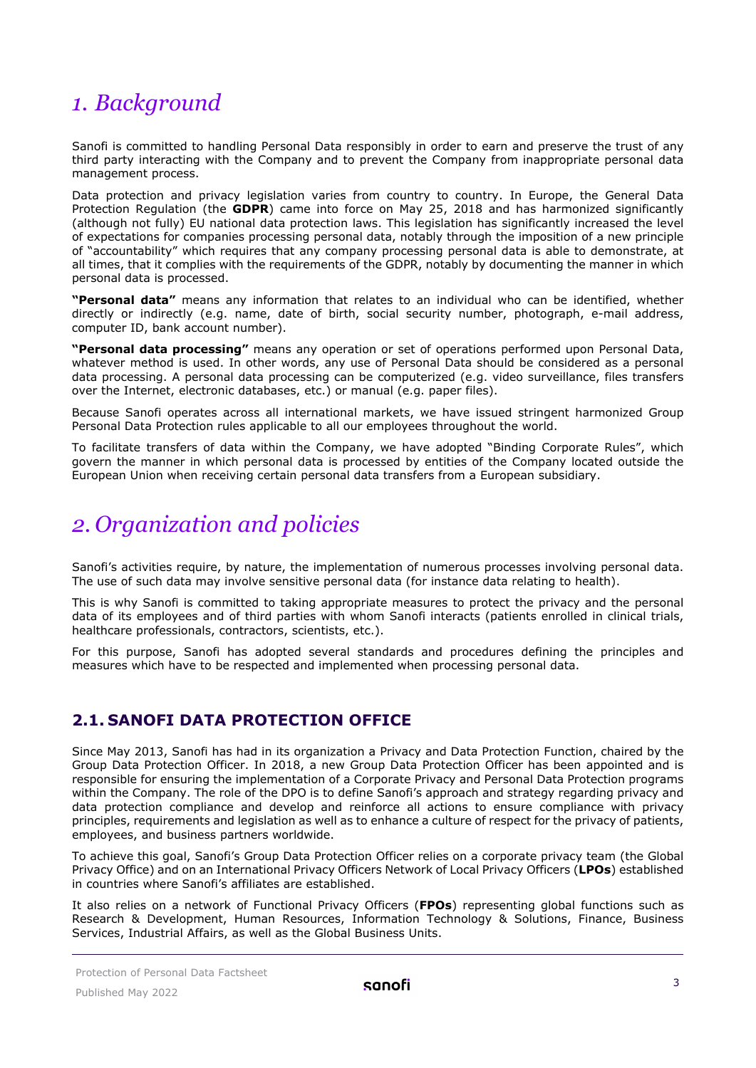# *1. Background*

Sanofi is committed to handling Personal Data responsibly in order to earn and preserve the trust of any third party interacting with the Company and to prevent the Company from inappropriate personal data management process.

Data protection and privacy legislation varies from country to country. In Europe, the General Data Protection Regulation (the **GDPR**) came into force on May 25, 2018 and has harmonized significantly (although not fully) EU national data protection laws. This legislation has significantly increased the level of expectations for companies processing personal data, notably through the imposition of a new principle of "accountability" which requires that any company processing personal data is able to demonstrate, at all times, that it complies with the requirements of the GDPR, notably by documenting the manner in which personal data is processed.

**"Personal data"** means any information that relates to an individual who can be identified, whether directly or indirectly (e.g. name, date of birth, social security number, photograph, e-mail address, computer ID, bank account number).

**"Personal data processing"** means any operation or set of operations performed upon Personal Data, whatever method is used. In other words, any use of Personal Data should be considered as a personal data processing. A personal data processing can be computerized (e.g. video surveillance, files transfers over the Internet, electronic databases, etc.) or manual (e.g. paper files).

Because Sanofi operates across all international markets, we have issued stringent harmonized Group Personal Data Protection rules applicable to all our employees throughout the world.

To facilitate transfers of data within the Company, we have adopted "Binding Corporate Rules", which govern the manner in which personal data is processed by entities of the Company located outside the European Union when receiving certain personal data transfers from a European subsidiary.

# *2. Organization and policies*

Sanofi's activities require, by nature, the implementation of numerous processes involving personal data. The use of such data may involve sensitive personal data (for instance data relating to health).

This is why Sanofi is committed to taking appropriate measures to protect the privacy and the personal data of its employees and of third parties with whom Sanofi interacts (patients enrolled in clinical trials, healthcare professionals, contractors, scientists, etc.).

For this purpose, Sanofi has adopted several standards and procedures defining the principles and measures which have to be respected and implemented when processing personal data.

## 2.1. SANOFI DATA PROTECTION OFFICE

Since May 2013, Sanofi has had in its organization a Privacy and Data Protection Function, chaired by the Group Data Protection Officer. In 2018, a new Group Data Protection Officer has been appointed and is responsible for ensuring the implementation of a Corporate Privacy and Personal Data Protection programs within the Company. The role of the DPO is to define Sanofi's approach and strategy regarding privacy and data protection compliance and develop and reinforce all actions to ensure compliance with privacy principles, requirements and legislation as well as to enhance a culture of respect for the privacy of patients, employees, and business partners worldwide.

To achieve this goal, Sanofi's Group Data Protection Officer relies on a corporate privacy team (the Global Privacy Office) and on an International Privacy Officers Network of Local Privacy Officers (**LPOs**) established in countries where Sanofi's affiliates are established.

It also relies on a network of Functional Privacy Officers (**FPOs**) representing global functions such as Research & Development, Human Resources, Information Technology & Solutions, Finance, Business Services, Industrial Affairs, as well as the Global Business Units.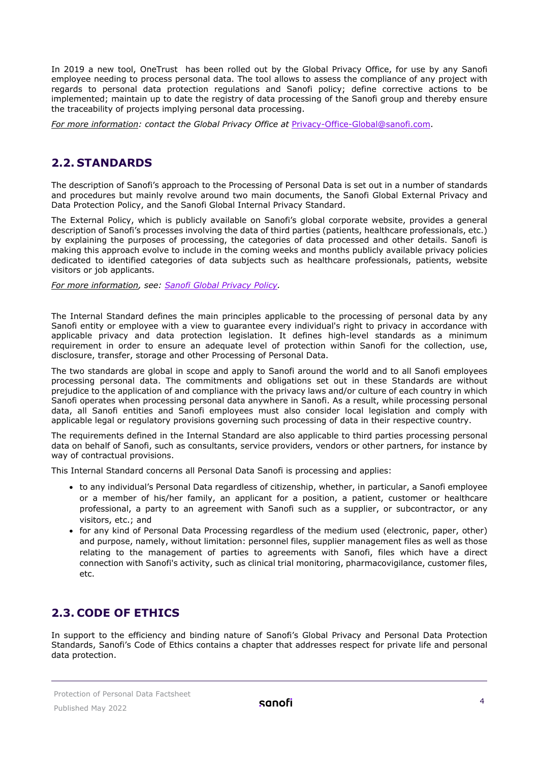In 2019 a new tool, OneTrust has been rolled out by the Global Privacy Office, for use by any Sanofi employee needing to process personal data. The tool allows to assess the compliance of any project with regards to personal data protection regulations and Sanofi policy; define corrective actions to be implemented; maintain up to date the registry of data processing of the Sanofi group and thereby ensure the traceability of projects implying personal data processing.

*For more information: contact the Global Privacy Office at* [Privacy-Office-Global@sanofi.com](mailto:Privacy-Office-Global@sanofi.com).

## 2.2. STANDARDS

The description of Sanofi's approach to the Processing of Personal Data is set out in a number of standards and procedures but mainly revolve around two main documents, the Sanofi Global External Privacy and Data Protection Policy, and the Sanofi Global Internal Privacy Standard.

The External Policy, which is publicly available on Sanofi's global corporate website, provides a general description of Sanofi's processes involving the data of third parties (patients, healthcare professionals, etc.) by explaining the purposes of processing, the categories of data processed and other details. Sanofi is making this approach evolve to include in the coming weeks and months publicly available privacy policies dedicated to identified categories of data subjects such as healthcare professionals, patients, website visitors or job applicants.

*For more information, see: Sanofi Global Privacy Policy.*

The Internal Standard defines the main principles applicable to the processing of personal data by any Sanofi entity or employee with a view to guarantee every individual's right to privacy in accordance with applicable privacy and data protection legislation. It defines high-level standards as a minimum requirement in order to ensure an adequate level of protection within Sanofi for the collection, use, disclosure, transfer, storage and other Processing of Personal Data.

The two standards are global in scope and apply to Sanofi around the world and to all Sanofi employees processing personal data. The commitments and obligations set out in these Standards are without prejudice to the application of and compliance with the privacy laws and/or culture of each country in which Sanofi operates when processing personal data anywhere in Sanofi. As a result, while processing personal data, all Sanofi entities and Sanofi employees must also consider local legislation and comply with applicable legal or regulatory provisions governing such processing of data in their respective country.

The requirements defined in the Internal Standard are also applicable to third parties processing personal data on behalf of Sanofi, such as consultants, service providers, vendors or other partners, for instance by way of contractual provisions.

This Internal Standard concerns all Personal Data Sanofi is processing and applies:

- to any individual's Personal Data regardless of citizenship, whether, in particular, a Sanofi employee or a member of his/her family, an applicant for a position, a patient, customer or healthcare professional, a party to an agreement with Sanofi such as a supplier, or subcontractor, or any visitors, etc.; and
- for any kind of Personal Data Processing regardless of the medium used (electronic, paper, other) and purpose, namely, without limitation: personnel files, supplier management files as well as those relating to the management of parties to agreements with Sanofi, files which have a direct connection with Sanofi's activity, such as clinical trial monitoring, pharmacovigilance, customer files, etc.

## 2.3. CODE OF ETHICS

In support to the efficiency and binding nature of Sanofi's Global Privacy and Personal Data Protection Standards, Sanofi's Code of Ethics contains a chapter that addresses respect for private life and personal data protection.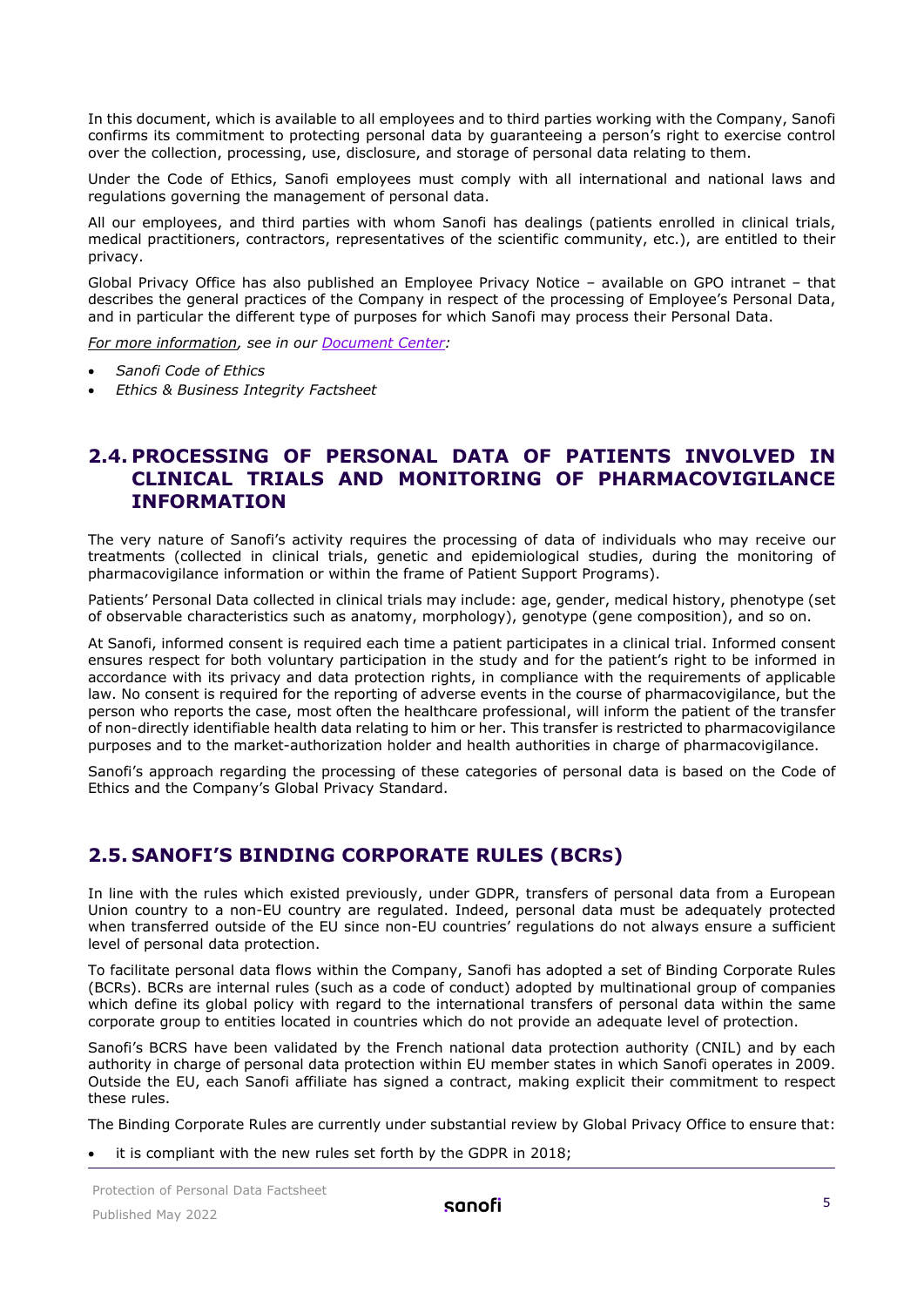In this document, which is available to all employees and to third parties working with the Company, Sanofi confirms its commitment to protecting personal data by guaranteeing a person's right to exercise control over the collection, processing, use, disclosure, and storage of personal data relating to them.

Under the Code of Ethics, Sanofi employees must comply with all international and national laws and regulations governing the management of personal data.

All our employees, and third parties with whom Sanofi has dealings (patients enrolled in clinical trials, medical practitioners, contractors, representatives of the scientific community, etc.), are entitled to their privacy.

Global Privacy Office has also published an Employee Privacy Notice – available on GPO intranet – that describes the general practices of the Company in respect of the processing of Employee's Personal Data, and in particular the different type of purposes for which Sanofi may process their Personal Data.

*For more information, see in our Document Center:*

- *Sanofi Code of Ethics*
- *Ethics & Business Integrity Factsheet*

## 2.4. PROCESSING OF PERSONAL DATA OF PATIENTS INVOLVED IN CLINICAL TRIALS AND MONITORING OF PHARMACOVIGILANCE INFORMATION

The very nature of Sanofi's activity requires the processing of data of individuals who may receive our treatments (collected in clinical trials, genetic and epidemiological studies, during the monitoring of pharmacovigilance information or within the frame of Patient Support Programs).

Patients' Personal Data collected in clinical trials may include: age, gender, medical history, phenotype (set of observable characteristics such as anatomy, morphology), genotype (gene composition), and so on.

At Sanofi, informed consent is required each time a patient participates in a clinical trial. Informed consent ensures respect for both voluntary participation in the study and for the patient's right to be informed in accordance with its privacy and data protection rights, in compliance with the requirements of applicable law. No consent is required for the reporting of adverse events in the course of pharmacovigilance, but the person who reports the case, most often the healthcare professional, will inform the patient of the transfer of non-directly identifiable health data relating to him or her. This transfer is restricted to pharmacovigilance purposes and to the market-authorization holder and health authorities in charge of pharmacovigilance.

Sanofi's approach regarding the processing of these categories of personal data is based on the Code of Ethics and the Company's Global Privacy Standard.

## 2.5. SANOFI'S BINDING CORPORATE RULES (BCRs)

In line with the rules which existed previously, under GDPR, transfers of personal data from a European Union country to a non-EU country are regulated. Indeed, personal data must be adequately protected when transferred outside of the EU since non-EU countries' regulations do not always ensure a sufficient level of personal data protection.

To facilitate personal data flows within the Company, Sanofi has adopted a set of Binding Corporate Rules (BCRs). BCRs are internal rules (such as a code of conduct) adopted by multinational group of companies which define its global policy with regard to the international transfers of personal data within the same corporate group to entities located in countries which do not provide an adequate level of protection.

Sanofi's BCRS have been validated by the French national data protection authority (CNIL) and by each authority in charge of personal data protection within EU member states in which Sanofi operates in 2009. Outside the EU, each Sanofi affiliate has signed a contract, making explicit their commitment to respect these rules.

The Binding Corporate Rules are currently under substantial review by Global Privacy Office to ensure that:

- it is compliant with the new rules set forth by the GDPR in 2018;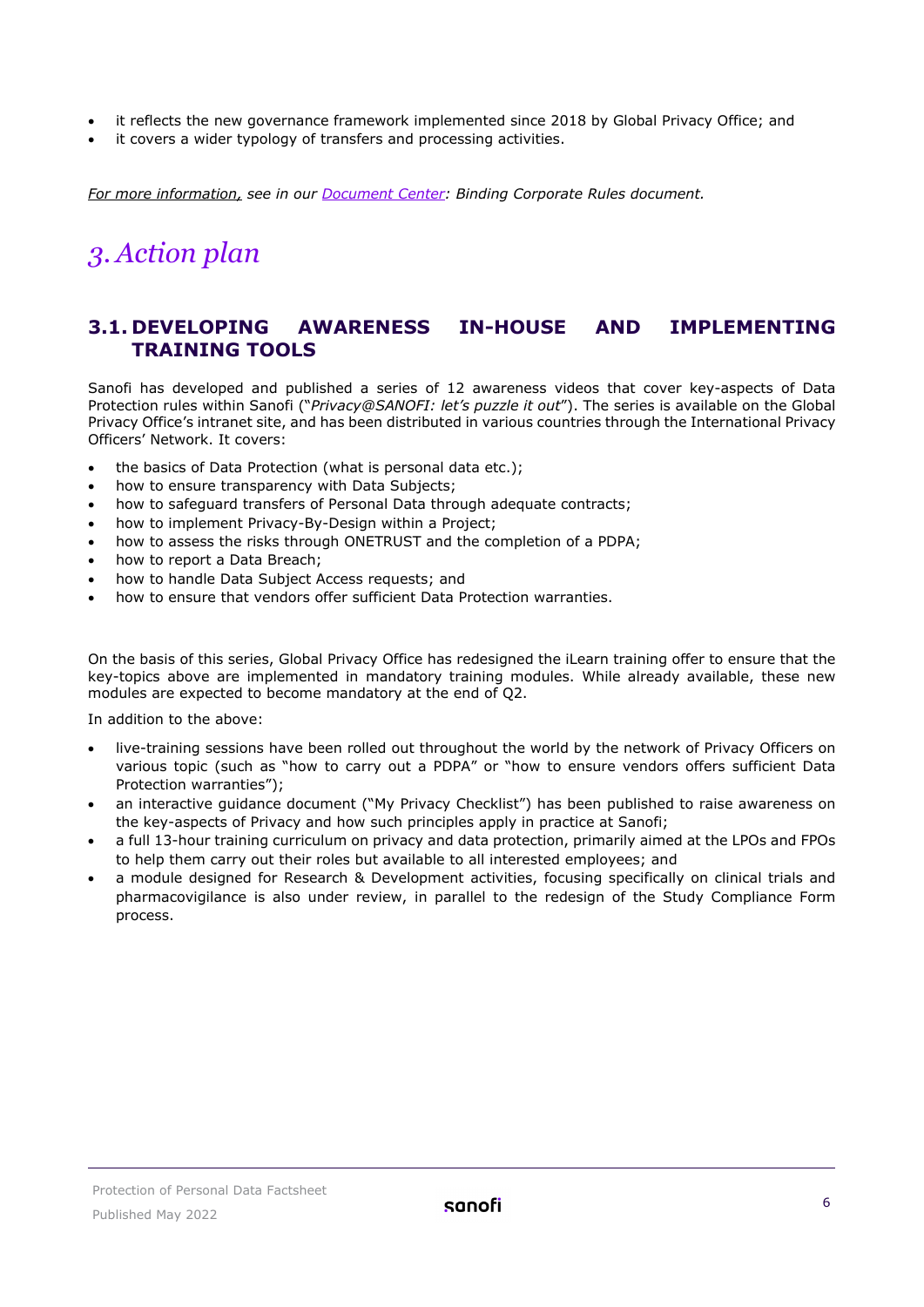- it reflects the new governance framework implemented since 2018 by Global Privacy Office; and
- it covers a wider typology of transfers and processing activities.

*For more information, see in our Document Center: Binding Corporate Rules document.*

# 3. Action plan

## 3.1. DEVELOPING AWARENESS IN-HOUSE AND IMPLEMENTING TRAINING TOOLS

Sanofi has developed and published a series of 12 awareness videos that cover key-aspects of Data Protection rules within Sanofi ("*Privacy@SANOFI: let's puzzle it out*"). The series is available on the Global Privacy Office's intranet site, and has been distributed in various countries through the International Privacy Officers' Network. It covers:

- the basics of Data Protection (what is personal data etc.);
- how to ensure transparency with Data Subjects;
- how to safeguard transfers of Personal Data through adequate contracts;
- how to implement Privacy-By-Design within a Project;
- how to assess the risks through ONETRUST and the completion of a PDPA;
- how to report a Data Breach;
- how to handle Data Subject Access requests; and
- how to ensure that vendors offer sufficient Data Protection warranties.

On the basis of this series, Global Privacy Office has redesigned the iLearn training offer to ensure that the key-topics above are implemented in mandatory training modules. While already available, these new modules are expected to become mandatory at the end of Q2.

In addition to the above:

- live-training sessions have been rolled out throughout the world by the network of Privacy Officers on various topic (such as "how to carry out a PDPA" or "how to ensure vendors offers sufficient Data Protection warranties");
- an interactive guidance document ("My Privacy Checklist") has been published to raise awareness on the key-aspects of Privacy and how such principles apply in practice at Sanofi;
- a full 13-hour training curriculum on privacy and data protection, primarily aimed at the LPOs and FPOs to help them carry out their roles but available to all interested employees; and
- a module designed for Research & Development activities, focusing specifically on clinical trials and pharmacovigilance is also under review, in parallel to the redesign of the Study Compliance Form process.